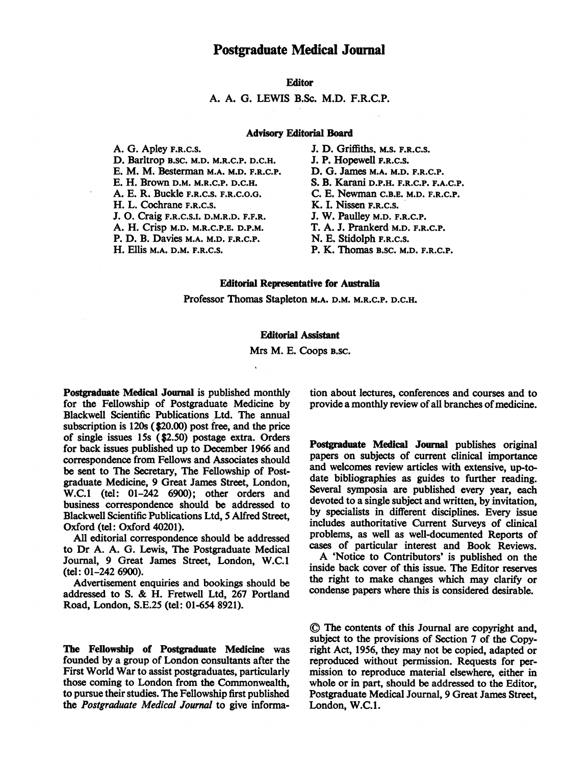# Postgraduate Medical Journal

**Editor**

A. A. G. LEWIS B.Sc. M.D. F.R.C.P.

**Advisory Editorial Board**

A. G. Apley F.R.C.S.
D. Barltrop B.SC. M.D. M.R.C.P. D.C.H.
E. M. M. Besterman M.A. M.D. F.R.C.P.
E. H. Brown D.M. M.R.C.P. D.C.H.
A. E. R. Buckle F.R.C.S. F.R.C.O.G.
H. L. Cochrane F.R.C.S.
J. O. Craig F.R.C.S.I. D.M.R.D. F.F.R.
A. H. Crisp M.D. M.R.C.P.E. D.P.M.
P. D. B. Davies M.A. M.D. F.R.C.P.
H. Ellis M.A. D.M. F.R.C.S.
J. D. Griffiths, M.S. F.R.C.S.
J. P. Hopewell F.R.C.S.
D. G. James M.A. M.D. F.R.C.P.
S. B. Karani D.P.H. F.R.C.P. F.A.C.P.
C. E. Newman C.B.E. M.D. F.R.C.P.
K. I. Nissen F.R.C.S.
J. W. Paulley M.D. F.R.C.P.
T. A. J. Prankerd M.D. F.R.C.P.
N. E. Stidolph F.R.C.S.
P. K. Thomas B.SC. M.D. F.R.C.P.

**Editorial Representative for Australia**

Professor Thomas Stapleton M.A. D.M. M.R.C.P. D.C.H.

**Editorial Assistant**

Mrs M. E. Coops B.SC.

**Postgraduate Medical Journal** is published monthly for the Fellowship of Postgraduate Medicine by Blackwell Scientific Publications Ltd. The annual subscription is 120s ($20.00) post free, and the price of single issues 15s ($2.50) postage extra. Orders for back issues published up to December 1966 and correspondence from Fellows and Associates should be sent to The Secretary, The Fellowship of Postgraduate Medicine, 9 Great James Street, London, W.C.1 (tel: 01-242 6900); other orders and business correspondence should be addressed to Blackwell Scientific Publications Ltd, 5 Alfred Street, Oxford (tel: Oxford 40201).

All editorial correspondence should be addressed to Dr A. A. G. Lewis, The Postgraduate Medical Journal, 9 Great James Street, London, W.C.1 (tel: 01-242 6900).

Advertisement enquiries and bookings should be addressed to S. & H. Fretwell Ltd, 267 Portland Road, London, S.E.25 (tel: 01-654 8921).

**The Fellowship of Postgraduate Medicine** was founded by a group of London consultants after the First World War to assist postgraduates, particularly those coming to London from the Commonwealth, to pursue their studies. The Fellowship first published the *Postgraduate Medical Journal* to give information about lectures, conferences and courses and to provide a monthly review of all branches of medicine.

**Postgraduate Medical Journal** publishes original papers on subjects of current clinical importance and welcomes review articles with extensive, up-to-date bibliographies as guides to further reading. Several symposia are published every year, each devoted to a single subject and written, by invitation, by specialists in different disciplines. Every issue includes authoritative Current Surveys of clinical problems, as well as well-documented Reports of cases of particular interest and Book Reviews.

A 'Notice to Contributors' is published on the inside back cover of this issue. The Editor reserves the right to make changes which may clarify or condense papers where this is considered desirable.

© The contents of this Journal are copyright and, subject to the provisions of Section 7 of the Copyright Act, 1956, they may not be copied, adapted or reproduced without permission. Requests for permission to reproduce material elsewhere, either in whole or in part, should be addressed to the Editor, Postgraduate Medical Journal, 9 Great James Street, London, W.C.1.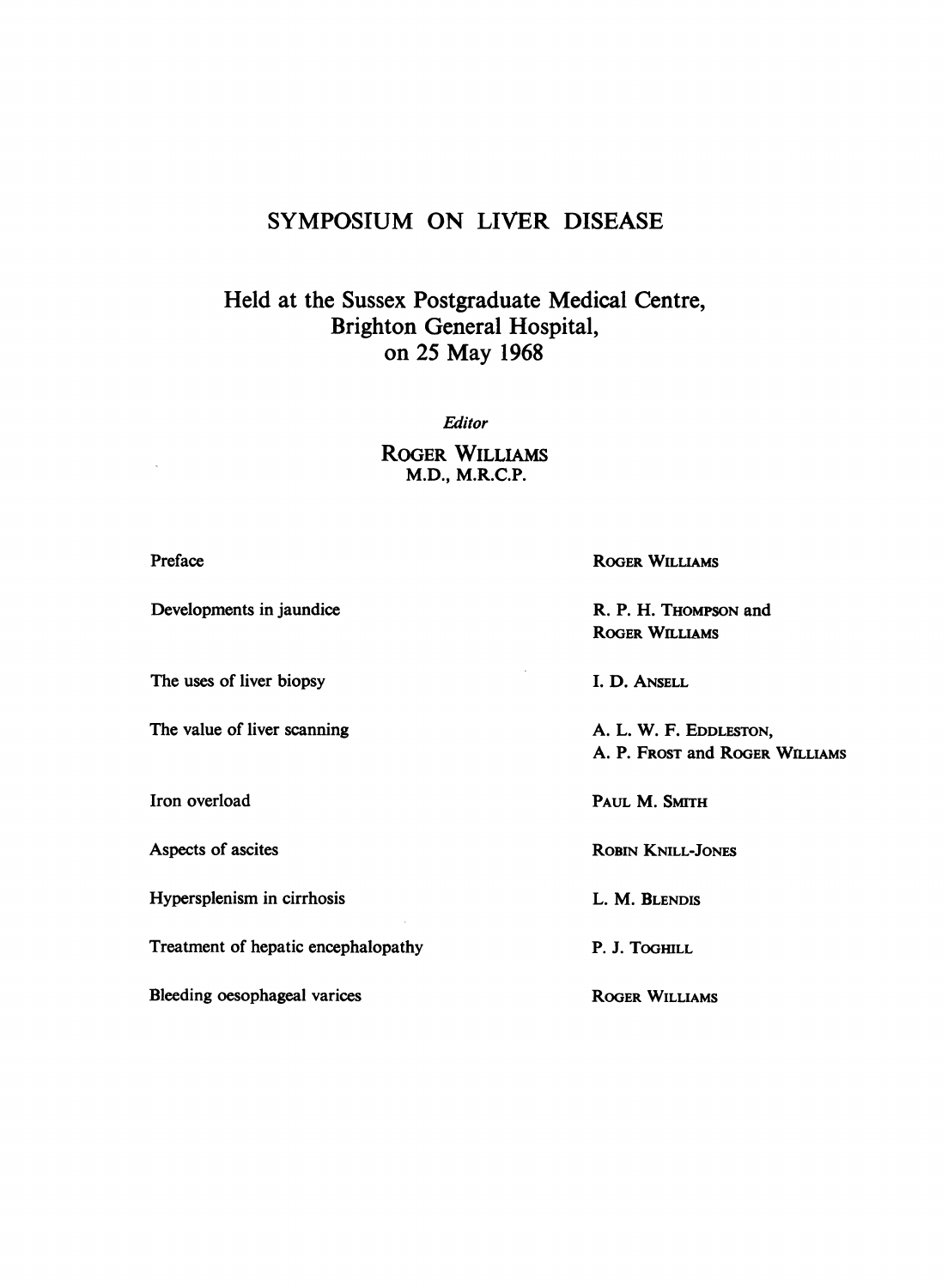# SYMPOSIUM ON LIVER DISEASE

## Held at the Sussex Postgraduate Medical Centre, Brighton General Hospital, on 25 May 1968

*Editor*

ROGER WILLIAMS
M.D., M.R.C.P.

| | |
|---|---|
| Preface | ROGER WILLIAMS |
| Developments in jaundice | R. P. H. THOMPSON and ROGER WILLIAMS |
| The uses of liver biopsy | I. D. ANSELL |
| The value of liver scanning | A. L. W. F. EDDLESTON, A. P. FROST and ROGER WILLIAMS |
| Iron overload | PAUL M. SMITH |
| Aspects of ascites | ROBIN KNILL-JONES |
| Hypersplenism in cirrhosis | L. M. BLENDIS |
| Treatment of hepatic encephalopathy | P. J. TOGHILL |
| Bleeding oesophageal varices | ROGER WILLIAMS |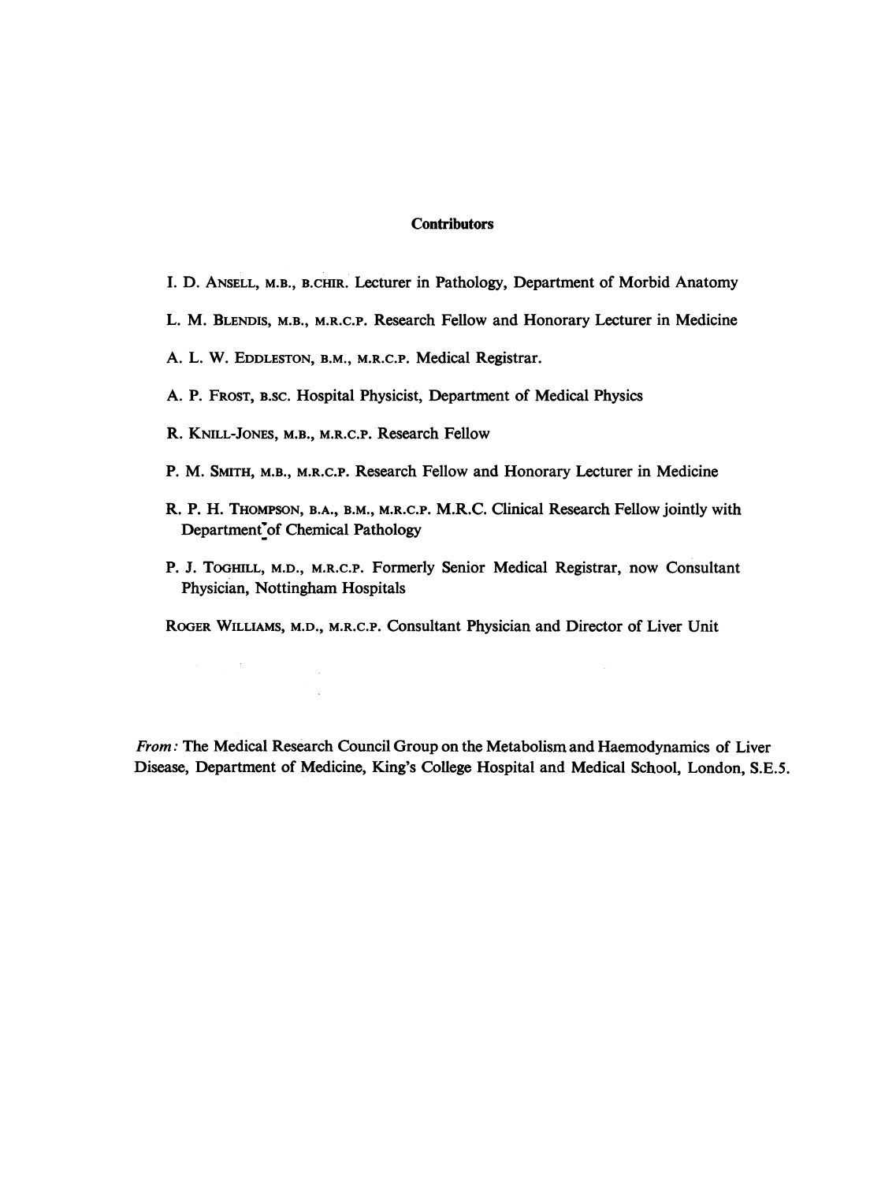**Contributors**

I. D. ANSELL, M.B., B.CHIR. Lecturer in Pathology, Department of Morbid Anatomy

L. M. BLENDIS, M.B., M.R.C.P. Research Fellow and Honorary Lecturer in Medicine

A. L. W. EDDLESTON, B.M., M.R.C.P. Medical Registrar.

A. P. FROST, B.SC. Hospital Physicist, Department of Medical Physics

R. KNILL-JONES, M.B., M.R.C.P. Research Fellow

P. M. SMITH, M.B., M.R.C.P. Research Fellow and Honorary Lecturer in Medicine

R. P. H. THOMPSON, B.A., B.M., M.R.C.P. M.R.C. Clinical Research Fellow jointly with Department of Chemical Pathology

P. J. TOGHILL, M.D., M.R.C.P. Formerly Senior Medical Registrar, now Consultant Physician, Nottingham Hospitals

ROGER WILLIAMS, M.D., M.R.C.P. Consultant Physician and Director of Liver Unit

*From:* The Medical Research Council Group on the Metabolism and Haemodynamics of Liver Disease, Department of Medicine, King's College Hospital and Medical School, London, S.E.5.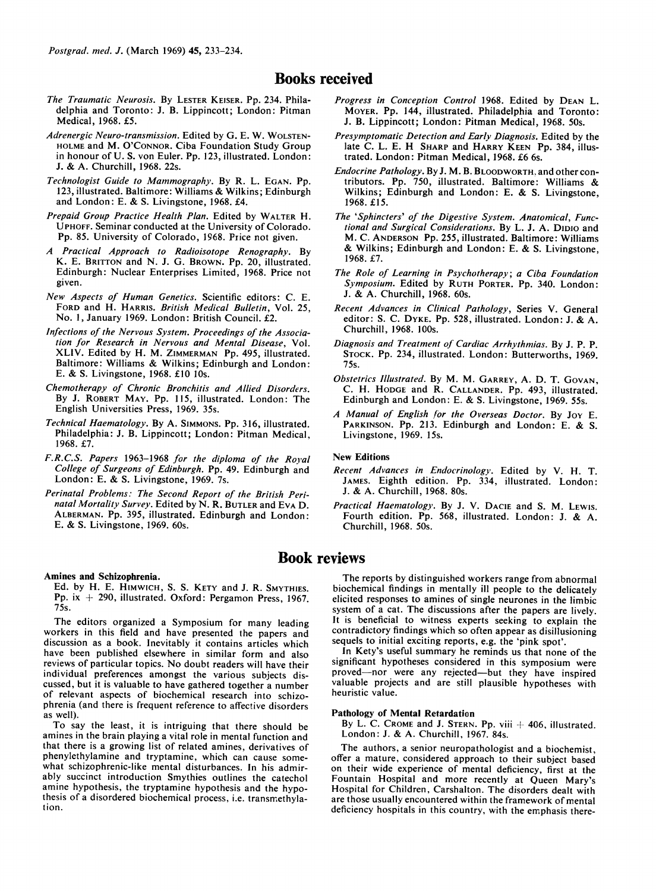# Books received

*The Traumatic Neurosis.* By LESTER KEISER. Pp. 234. Philadelphia and Toronto: J. B. Lippincott; London: Pitman Medical, 1968. £5.

*Adrenergic Neuro-transmission.* Edited by G. E. W. WOLSTENHOLME and M. O'CONNOR. Ciba Foundation Study Group in honour of U. S. von Euler. Pp. 123, illustrated. London: J. & A. Churchill, 1968. 22s.

*Technologist Guide to Mammography.* By R. L. EGAN. Pp. 123, illustrated. Baltimore: Williams & Wilkins; Edinburgh and London: E. & S. Livingstone, 1968. £4.

*Prepaid Group Practice Health Plan.* Edited by WALTER H. UPHOFF. Seminar conducted at the University of Colorado. Pp. 85. University of Colorado, 1968. Price not given.

*A Practical Approach to Radioisotope Renography.* By K. E. BRITTON and N. J. G. BROWN. Pp. 20, illustrated. Edinburgh: Nuclear Enterprises Limited, 1968. Price not given.

*New Aspects of Human Genetics.* Scientific editors: C. E. FORD and H. HARRIS. *British Medical Bulletin*, Vol. 25, No. 1, January 1969. London: British Council. £2.

*Infections of the Nervous System. Proceedings of the Association for Research in Nervous and Mental Disease*, Vol. XLIV. Edited by H. M. ZIMMERMAN Pp. 495, illustrated. Baltimore: Williams & Wilkins; Edinburgh and London: E. & S. Livingstone, 1968. £10 10s.

*Chemotherapy of Chronic Bronchitis and Allied Disorders.* By J. ROBERT MAY. Pp. 115, illustrated. London: The English Universities Press, 1969. 35s.

*Technical Haematology.* By A. SIMMONS. Pp. 316, illustrated. Philadelphia: J. B. Lippincott; London: Pitman Medical, 1968. £7.

*F.R.C.S. Papers* 1963–1968 *for the diploma of the Royal College of Surgeons of Edinburgh.* Pp. 49. Edinburgh and London: E. & S. Livingstone, 1969. 7s.

*Perinatal Problems: The Second Report of the British Perinatal Mortality Survey.* Edited by N. R. BUTLER and EVA D. ALBERMAN. Pp. 395, illustrated. Edinburgh and London: E. & S. Livingstone, 1969. 60s.

*Progress in Conception Control* 1968. Edited by DEAN L. MOYER. Pp. 144, illustrated. Philadelphia and Toronto: J. B. Lippincott; London: Pitman Medical, 1968. 50s.

*Presymptomatic Detection and Early Diagnosis.* Edited by the late C. L. E. H SHARP and HARRY KEEN Pp. 384, illustrated. London: Pitman Medical, 1968. £6 6s.

*Endocrine Pathology.* By J. M. B. BLOODWORTH, and other contributors. Pp. 750, illustrated. Baltimore: Williams & Wilkins; Edinburgh and London: E. & S. Livingstone, 1968. £15.

*The 'Sphincters' of the Digestive System. Anatomical, Functional and Surgical Considerations.* By L. J. A. DIDIO and M. C. ANDERSON Pp. 255, illustrated. Baltimore: Williams & Wilkins; Edinburgh and London: E. & S. Livingstone, 1968. £7.

*The Role of Learning in Psychotherapy; a Ciba Foundation Symposium.* Edited by RUTH PORTER. Pp. 340. London: J. & A. Churchill, 1968. 60s.

*Recent Advances in Clinical Pathology*, Series V. General editor: S. C. DYKE. Pp. 528, illustrated. London: J. & A. Churchill, 1968. 100s.

*Diagnosis and Treatment of Cardiac Arrhythmias.* By J. P. P. STOCK. Pp. 234, illustrated. London: Butterworths, 1969. 75s.

*Obstetrics Illustrated.* By M. M. GARREY, A. D. T. GOVAN, C. H. HODGE and R. CALLANDER. Pp. 493, illustrated. Edinburgh and London: E. & S. Livingstone, 1969. 55s.

*A Manual of English for the Overseas Doctor.* By JOY E. PARKINSON. Pp. 213. Edinburgh and London: E. & S. Livingstone, 1969. 15s.

### New Editions

*Recent Advances in Endocrinology.* Edited by V. H. T. JAMES. Eighth edition. Pp. 334, illustrated. London: J. & A. Churchill, 1968. 80s.

*Practical Haematology.* By J. V. DACIE and S. M. LEWIS. Fourth edition. Pp. 568, illustrated. London: J. & A. Churchill, 1968. 50s.

# Book reviews

### Amines and Schizophrenia.

Ed. by H. E. HIMWICH, S. S. KETY and J. R. SMYTHIES. Pp. ix + 290, illustrated. Oxford: Pergamon Press, 1967. 75s.

The editors organized a Symposium for many leading workers in this field and have presented the papers and discussion as a book. Inevitably it contains articles which have been published elsewhere in similar form and also reviews of particular topics. No doubt readers will have their individual preferences amongst the various subjects discussed, but it is valuable to have gathered together a number of relevant aspects of biochemical research into schizophrenia (and there is frequent reference to affective disorders as well).

To say the least, it is intriguing that there should be amines in the brain playing a vital role in mental function and that there is a growing list of related amines, derivatives of phenylethylamine and tryptamine, which can cause somewhat schizophrenic-like mental disturbances. In his admirably succinct introduction Smythies outlines the catechol amine hypothesis, the tryptamine hypothesis and the hypothesis of a disordered biochemical process, i.e. transmethylation.

The reports by distinguished workers range from abnormal biochemical findings in mentally ill people to the delicately elicited responses to amines of single neurones in the limbic system of a cat. The discussions after the papers are lively. It is beneficial to witness experts seeking to explain the contradictory findings which so often appear as disillusioning sequels to initial exciting reports, e.g. the 'pink spot'.

In Kety's useful summary he reminds us that none of the significant hypotheses considered in this symposium were proved—nor were any rejected—but they have inspired valuable projects and are still plausible hypotheses with heuristic value.

### Pathology of Mental Retardation

By L. C. CROME and J. STERN. Pp. viii + 406, illustrated. London: J. & A. Churchill, 1967. 84s.

The authors, a senior neuropathologist and a biochemist, offer a mature, considered approach to their subject based on their wide experience of mental deficiency, first at the Fountain Hospital and more recently at Queen Mary's Hospital for Children, Carshalton. The disorders dealt with are those usually encountered within the framework of mental deficiency hospitals in this country, with the emphasis there-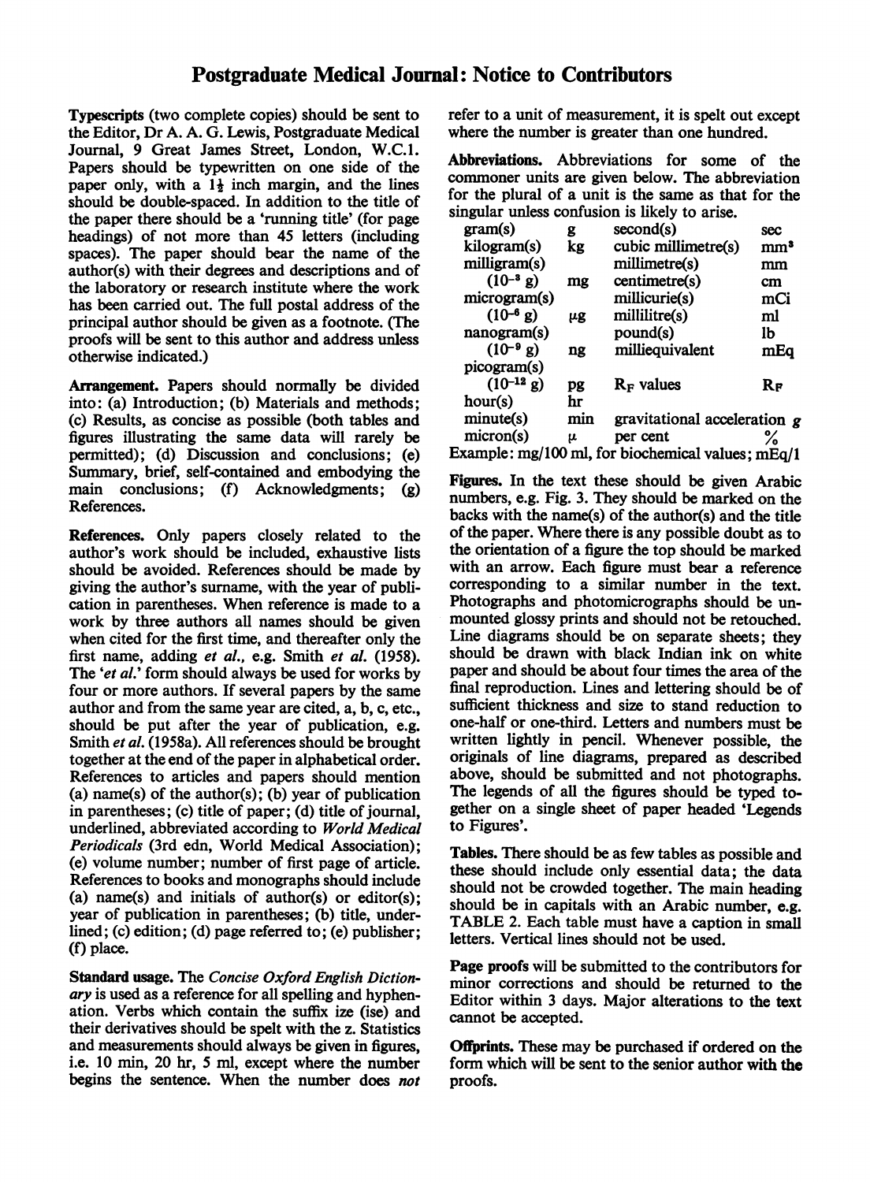# Postgraduate Medical Journal: Notice to Contributors

**Typescripts** (two complete copies) should be sent to the Editor, Dr A. A. G. Lewis, Postgraduate Medical Journal, 9 Great James Street, London, W.C.1. Papers should be typewritten on one side of the paper only, with a 1½ inch margin, and the lines should be double-spaced. In addition to the title of the paper there should be a 'running title' (for page headings) of not more than 45 letters (including spaces). The paper should bear the name of the author(s) with their degrees and descriptions and of the laboratory or research institute where the work has been carried out. The full postal address of the principal author should be given as a footnote. (The proofs will be sent to this author and address unless otherwise indicated.)

**Arrangement.** Papers should normally be divided into: (a) Introduction; (b) Materials and methods; (c) Results, as concise as possible (both tables and figures illustrating the same data will rarely be permitted); (d) Discussion and conclusions; (e) Summary, brief, self-contained and embodying the main conclusions; (f) Acknowledgments; (g) References.

**References.** Only papers closely related to the author's work should be included, exhaustive lists should be avoided. References should be made by giving the author's surname, with the year of publication in parentheses. When reference is made to a work by three authors all names should be given when cited for the first time, and thereafter only the first name, adding *et al.*, e.g. Smith *et al.* (1958). The '*et al.*' form should always be used for works by four or more authors. If several papers by the same author and from the same year are cited, a, b, c, etc., should be put after the year of publication, e.g. Smith *et al.* (1958a). All references should be brought together at the end of the paper in alphabetical order. References to articles and papers should mention (a) name(s) of the author(s); (b) year of publication in parentheses; (c) title of paper; (d) title of journal, underlined, abbreviated according to *World Medical Periodicals* (3rd edn, World Medical Association); (e) volume number; number of first page of article. References to books and monographs should include (a) name(s) and initials of author(s) or editor(s); year of publication in parentheses; (b) title, underlined; (c) edition; (d) page referred to; (e) publisher; (f) place.

**Standard usage.** The *Concise Oxford English Dictionary* is used as a reference for all spelling and hyphenation. Verbs which contain the suffix ize (ise) and their derivatives should be spelt with the z. Statistics and measurements should always be given in figures, i.e. 10 min, 20 hr, 5 ml, except where the number begins the sentence. When the number does *not* refer to a unit of measurement, it is spelt out except where the number is greater than one hundred.

**Abbreviations.** Abbreviations for some of the commoner units are given below. The abbreviation for the plural of a unit is the same as that for the singular unless confusion is likely to arise.

| | | | |
|---|---|---|---|
| gram(s) | g | second(s) | sec |
| kilogram(s) | kg | cubic millimetre(s) | $mm^3$ |
| milligram(s) ($10^{-3}$ g) | mg | millimetre(s) | mm |
| | | centimetre(s) | cm |
| microgram(s) ($10^{-6}$ g) | μg | millicurie(s) | mCi |
| | | millilitre(s) | ml |
| nanogram(s) ($10^{-9}$ g) | ng | pound(s) | lb |
| | | milliequivalent | mEq |
| picogram(s) ($10^{-12}$ g) | pg | $R_F$ values | $R_F$ |
| hour(s) | hr | | |
| minute(s) | min | gravitational acceleration | *g* |
| micron(s) | μ | per cent | % |

Example: mg/100 ml, for biochemical values; mEq/1

**Figures.** In the text these should be given Arabic numbers, e.g. Fig. 3. They should be marked on the backs with the name(s) of the author(s) and the title of the paper. Where there is any possible doubt as to the orientation of a figure the top should be marked with an arrow. Each figure must bear a reference corresponding to a similar number in the text. Photographs and photomicrographs should be unmounted glossy prints and should not be retouched. Line diagrams should be on separate sheets; they should be drawn with black Indian ink on white paper and should be about four times the area of the final reproduction. Lines and lettering should be of sufficient thickness and size to stand reduction to one-half or one-third. Letters and numbers must be written lightly in pencil. Whenever possible, the originals of line diagrams, prepared as described above, should be submitted and not photographs. The legends of all the figures should be typed together on a single sheet of paper headed 'Legends to Figures'.

**Tables.** There should be as few tables as possible and these should include only essential data; the data should not be crowded together. The main heading should be in capitals with an Arabic number, e.g. TABLE 2. Each table must have a caption in small letters. Vertical lines should not be used.

**Page proofs** will be submitted to the contributors for minor corrections and should be returned to the Editor within 3 days. Major alterations to the text cannot be accepted.

**Offprints.** These may be purchased if ordered on the form which will be sent to the senior author with the proofs.